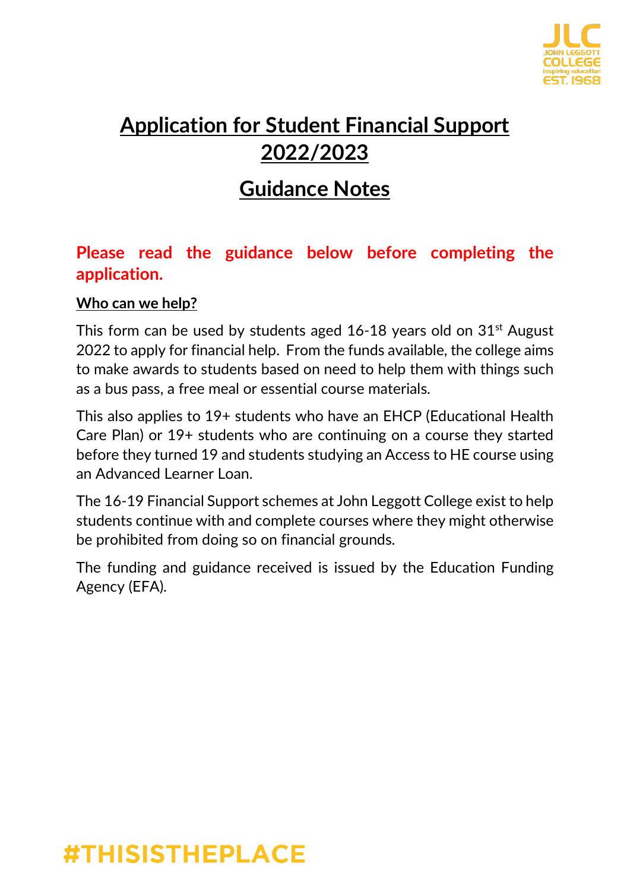# Application for Student Financial Support 2022/2023

## Guidance Notes

**Please read the guidance below before completing the application.**

### Who can we help?

This form can be used by students aged 16-18 years old on 31st August 2022 to apply for financial help. From the funds available, the college aims to make awards to students based on need to help them with things such as a bus pass, a free meal or essential course materials.

This also applies to 19+ students who have an EHCP (Educational Health Care Plan) or 19+ students who are continuing on a course they started before they turned 19 and students studying an Access to HE course using an Advanced Learner Loan.

The 16-19 Financial Support schemes at John Leggott College exist to help students continue with and complete courses where they might otherwise be prohibited from doing so on financial grounds.

The funding and guidance received is issued by the Education Funding Agency (EFA).

#THISISTHEPLACE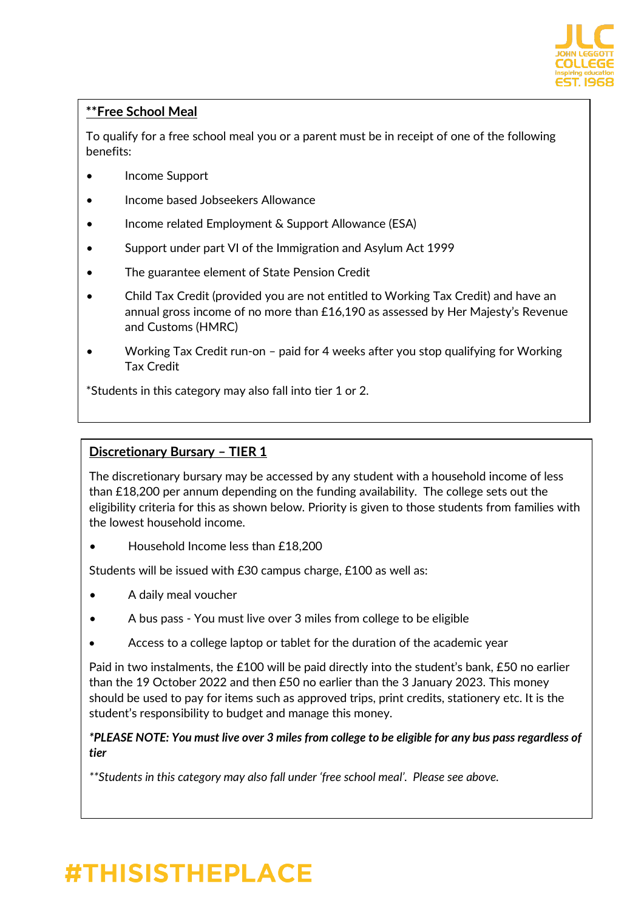## **Free School Meal

To qualify for a free school meal you or a parent must be in receipt of one of the following benefits:

- Income Support
- Income based Jobseekers Allowance
- Income related Employment & Support Allowance (ESA)
- Support under part VI of the Immigration and Asylum Act 1999
- The guarantee element of State Pension Credit
- Child Tax Credit (provided you are not entitled to Working Tax Credit) and have an annual gross income of no more than £16,190 as assessed by Her Majesty's Revenue and Customs (HMRC)
- Working Tax Credit run-on – paid for 4 weeks after you stop qualifying for Working Tax Credit

*Students in this category may also fall into tier 1 or 2.

## Discretionary Bursary – TIER 1

The discretionary bursary may be accessed by any student with a household income of less than £18,200 per annum depending on the funding availability. The college sets out the eligibility criteria for this as shown below. Priority is given to those students from families with the lowest household income.

- Household Income less than £18,200

Students will be issued with £30 campus charge, £100 as well as:

- A daily meal voucher
- A bus pass - You must live over 3 miles from college to be eligible
- Access to a college laptop or tablet for the duration of the academic year

Paid in two instalments, the £100 will be paid directly into the student's bank, £50 no earlier than the 19 October 2022 and then £50 no earlier than the 3 January 2023. This money should be used to pay for items such as approved trips, print credits, stationery etc. It is the student's responsibility to budget and manage this money.

***PLEASE NOTE: You must live over 3 miles from college to be eligible for any bus pass regardless of tier***

*\*\*Students in this category may also fall under 'free school meal'. Please see above.*

#THISISTHEPLACE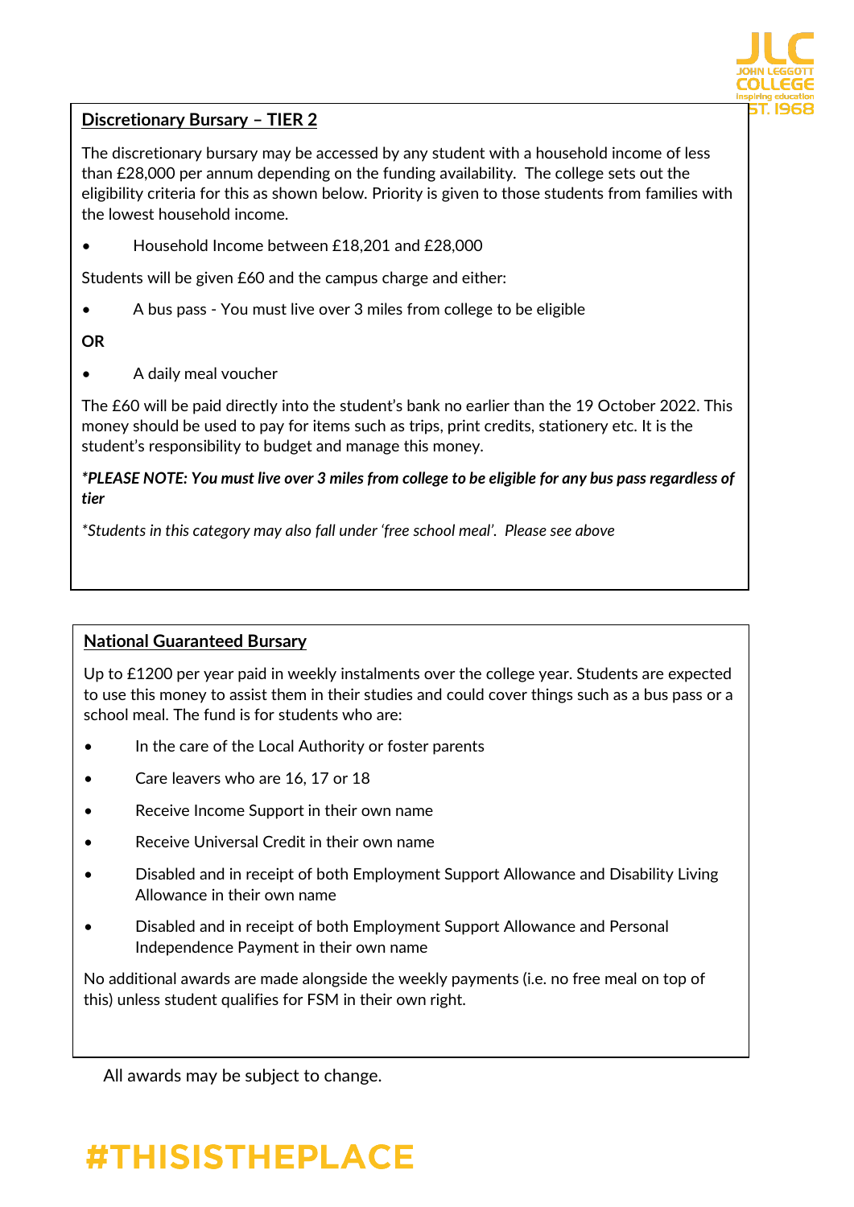## Discretionary Bursary – TIER 2

The discretionary bursary may be accessed by any student with a household income of less than £28,000 per annum depending on the funding availability. The college sets out the eligibility criteria for this as shown below. Priority is given to those students from families with the lowest household income.

- Household Income between £18,201 and £28,000

Students will be given £60 and the campus charge and either:

- A bus pass - You must live over 3 miles from college to be eligible

**OR**

- A daily meal voucher

The £60 will be paid directly into the student's bank no earlier than the 19 October 2022. This money should be used to pay for items such as trips, print credits, stationery etc. It is the student's responsibility to budget and manage this money.

***PLEASE NOTE: You must live over 3 miles from college to be eligible for any bus pass regardless of tier***

*\*Students in this category may also fall under 'free school meal'. Please see above*

## National Guaranteed Bursary

Up to £1200 per year paid in weekly instalments over the college year. Students are expected to use this money to assist them in their studies and could cover things such as a bus pass or a school meal. The fund is for students who are:

- In the care of the Local Authority or foster parents
- Care leavers who are 16, 17 or 18
- Receive Income Support in their own name
- Receive Universal Credit in their own name
- Disabled and in receipt of both Employment Support Allowance and Disability Living Allowance in their own name
- Disabled and in receipt of both Employment Support Allowance and Personal Independence Payment in their own name

No additional awards are made alongside the weekly payments (i.e. no free meal on top of this) unless student qualifies for FSM in their own right.

All awards may be subject to change.

#THISISTHEPLACE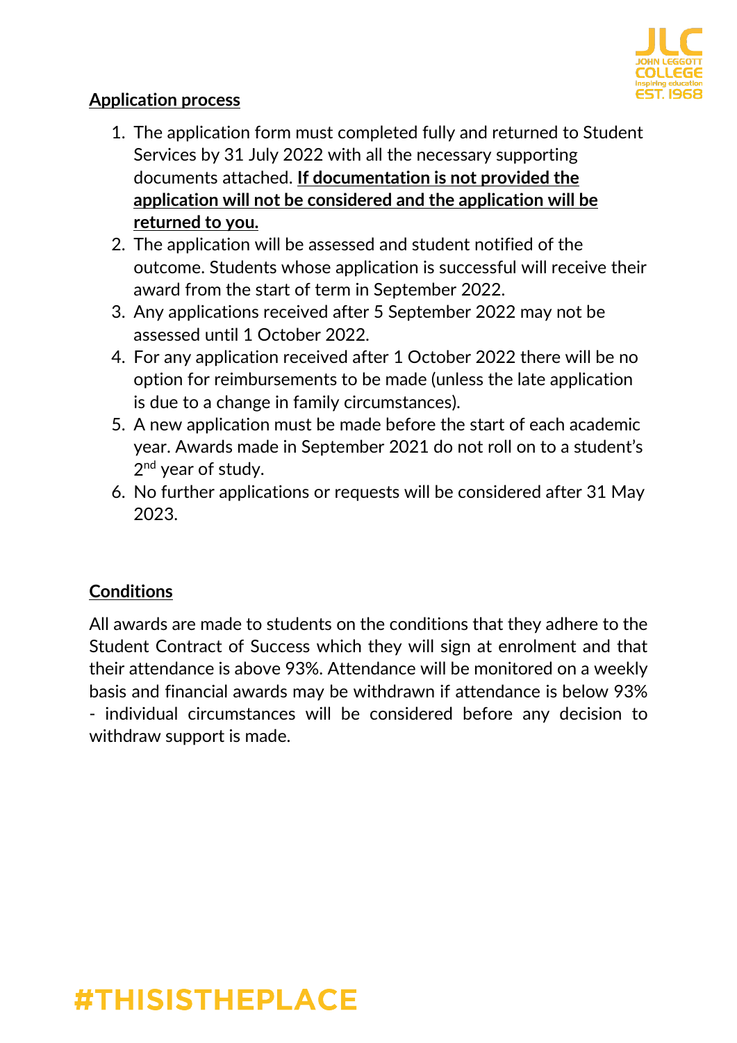## **Application process**

1. The application form must completed fully and returned to Student Services by 31 July 2022 with all the necessary supporting documents attached. **If documentation is not provided the application will not be considered and the application will be returned to you.**
2. The application will be assessed and student notified of the outcome. Students whose application is successful will receive their award from the start of term in September 2022.
3. Any applications received after 5 September 2022 may not be assessed until 1 October 2022.
4. For any application received after 1 October 2022 there will be no option for reimbursements to be made (unless the late application is due to a change in family circumstances).
5. A new application must be made before the start of each academic year. Awards made in September 2021 do not roll on to a student's 2nd year of study.
6. No further applications or requests will be considered after 31 May 2023.

## **Conditions**

All awards are made to students on the conditions that they adhere to the Student Contract of Success which they will sign at enrolment and that their attendance is above 93%. Attendance will be monitored on a weekly basis and financial awards may be withdrawn if attendance is below 93% - individual circumstances will be considered before any decision to withdraw support is made.

**#THISISTHEPLACE**